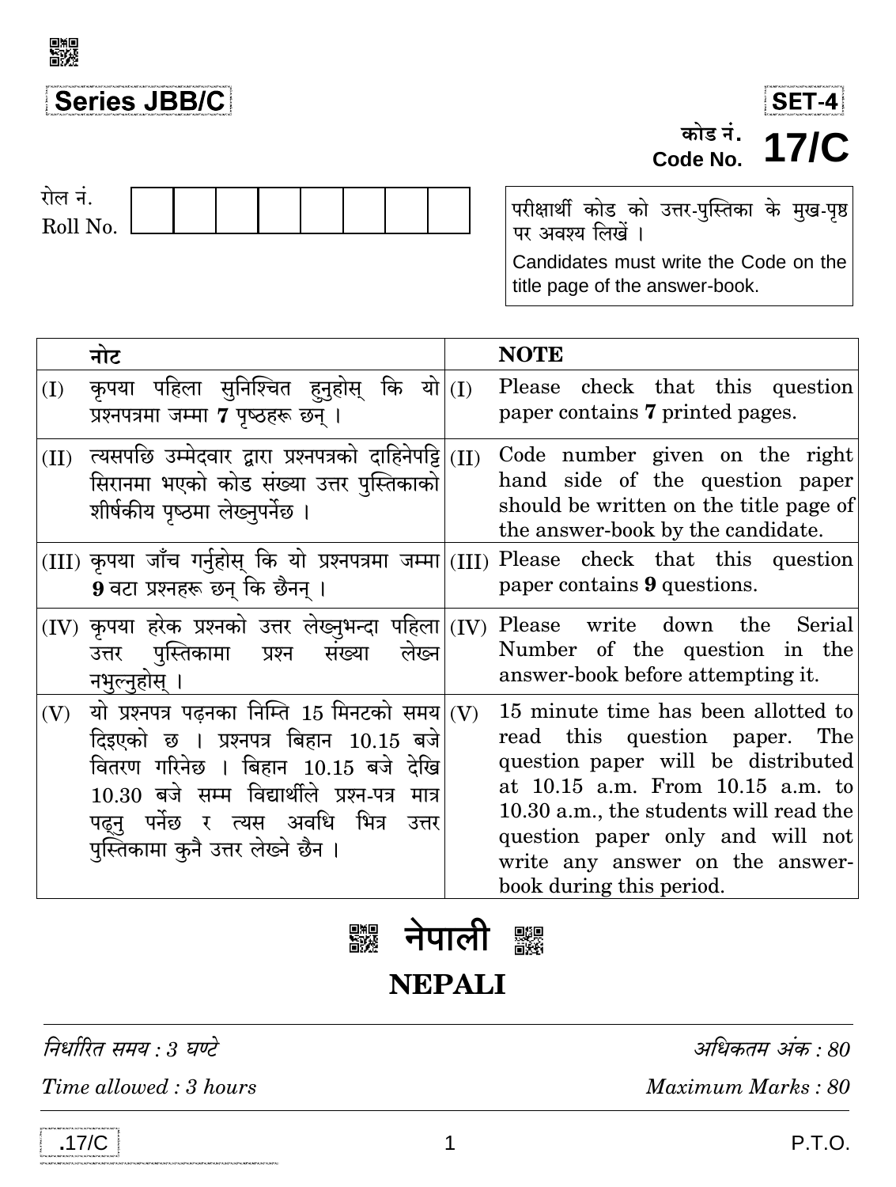**Series JBB/C**

**SET-4**

कोड नं.
Code No. **17/C**

रोल नं.
Roll No. | | | | | | | | |

परीक्षार्थी कोड को उत्तर-पुस्तिका के मुख-पृष्ठ पर अवश्य लिखें ।

Candidates must write the Code on the title page of the answer-book.

| | नोट | | NOTE |
|---|---|---|---|
| (I) | कृपया पहिला सुनिश्चित हुनुहोस् कि यो प्रश्नपत्रमा जम्मा **7** पृष्ठहरू छन् । | (I) | Please check that this question paper contains **7** printed pages. |
| (II) | त्यसपछि उम्मेदवार द्वारा प्रश्नपत्रको दाहिनेपट्टि सिरानमा भएको कोड संख्या उत्तर पुस्तिकाको शीर्षकीय पृष्ठमा लेख्नुपर्नेछ । | (II) | Code number given on the right hand side of the question paper should be written on the title page of the answer-book by the candidate. |
| (III) | कृपया जाँच गर्नुहोस् कि यो प्रश्नपत्रमा जम्मा **9** वटा प्रश्नहरू छन् कि छैनन् । | (III) | Please check that this question paper contains **9** questions. |
| (IV) | कृपया हरेक प्रश्नको उत्तर लेख्नुभन्दा पहिला उत्तर पुस्तिकामा प्रश्न संख्या लेख्न नभुल्नुहोस् । | (IV) | Please write down the Serial Number of the question in the answer-book before attempting it. |
| (V) | यो प्रश्नपत्र पढ्नका निम्ति 15 मिनटको समय दिइएको छ । प्रश्नपत्र बिहान 10.15 बजे वितरण गरिनेछ । बिहान 10.15 बजे देखि 10.30 बजे सम्म विद्यार्थीले प्रश्न-पत्र मात्र पढ्नु पर्नेछ र त्यस अवधि भित्र उत्तर पुस्तिकामा कुनै उत्तर लेख्ने छैन । | (V) | 15 minute time has been allotted to read this question paper. The question paper will be distributed at 10.15 a.m. From 10.15 a.m. to 10.30 a.m., the students will read the question paper only and will not write any answer on the answer-book during this period. |

# नेपाली

# NEPALI

*निर्धारित समय : 3 घण्टे* | *अधिकतम अंक : 80*

*Time allowed : 3 hours* | *Maximum Marks : 80*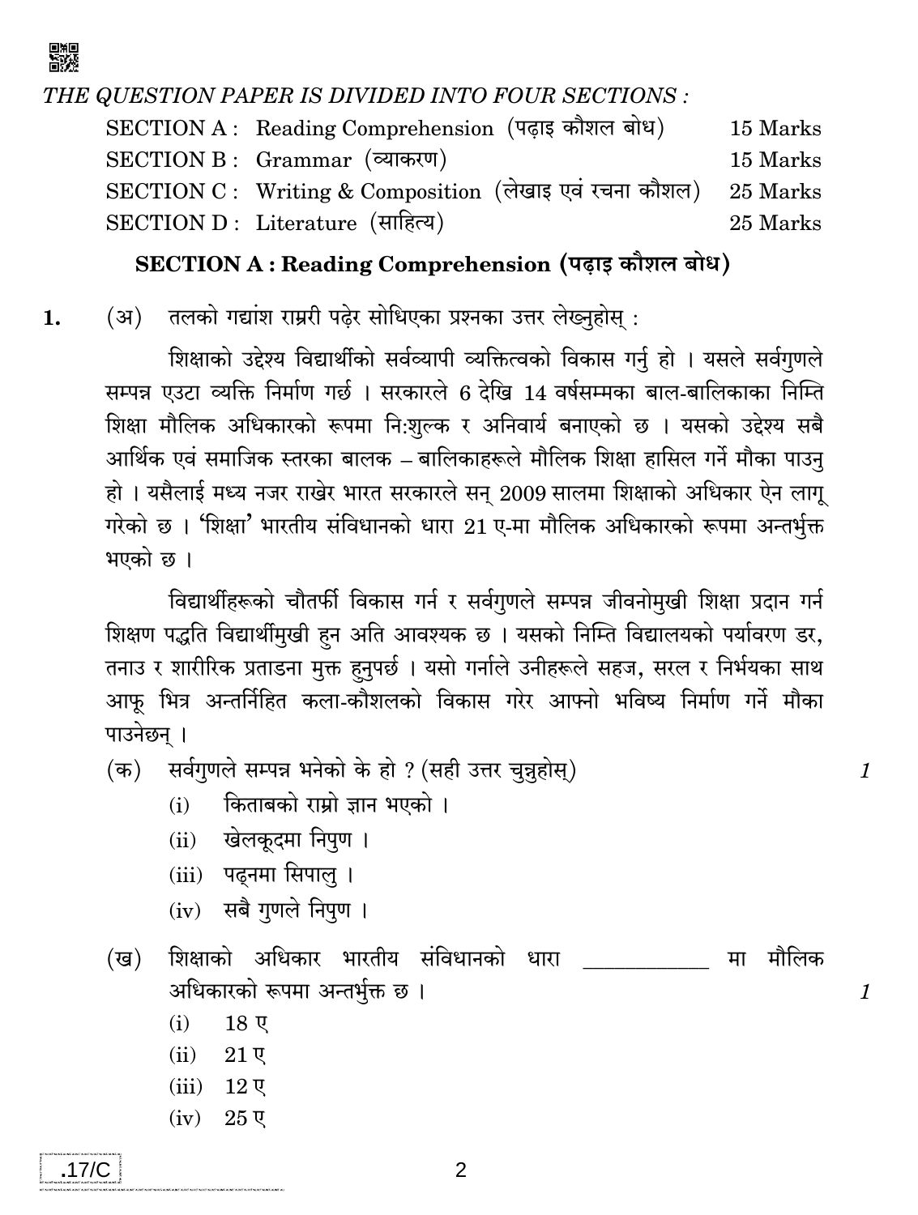*THE QUESTION PAPER IS DIVIDED INTO FOUR SECTIONS :*

| | | |
|---|---|---|
| SECTION A : | Reading Comprehension (पढ़ाइ कौशल बोध) | 15 Marks |
| SECTION B : | Grammar (व्याकरण) | 15 Marks |
| SECTION C : | Writing & Composition (लेखाइ एवं रचना कौशल) | 25 Marks |
| SECTION D : | Literature (साहित्य) | 25 Marks |

## SECTION A : Reading Comprehension (पढ़ाइ कौशल बोध)

**1.** (अ) तलको गद्यांश राम्ररी पढ़ेर सोधिएका प्रश्नका उत्तर लेख्नुहोस् :

शिक्षाको उद्देश्य विद्यार्थीको सर्वव्यापी व्यक्तित्वको विकास गर्नु हो । यसले सर्वगुणले सम्पन्न एउटा व्यक्ति निर्माण गर्छ । सरकारले 6 देखि 14 वर्षसम्मका बाल-बालिकाका निम्ति शिक्षा मौलिक अधिकारको रूपमा नि:शुल्क र अनिवार्य बनाएको छ । यसको उद्देश्य सबै आर्थिक एवं समाजिक स्तरका बालक – बालिकाहरूले मौलिक शिक्षा हासिल गर्ने मौका पाउनु हो । यसैलाई मध्य नजर राखेर भारत सरकारले सन् 2009 सालमा शिक्षाको अधिकार ऐन लागू गरेको छ । 'शिक्षा' भारतीय संविधानको धारा 21 ए-मा मौलिक अधिकारको रूपमा अन्तर्भुक्त भएको छ ।

विद्यार्थीहरूको चौतर्फी विकास गर्न र सर्वगुणले सम्पन्न जीवनोमुखी शिक्षा प्रदान गर्न शिक्षण पद्धति विद्यार्थीमुखी हुन अति आवश्यक छ । यसको निम्ति विद्यालयको पर्यावरण डर, तनाउ र शारीरिक प्रताडना मुक्त हुनुपर्छ । यसो गर्नाले उनीहरूले सहज, सरल र निर्भयका साथ आफू भित्र अन्तर्निहित कला-कौशलको विकास गरेर आफ्नो भविष्य निर्माण गर्ने मौका पाउनेछन् ।

(क) सर्वगुणले सम्पन्न भनेको के हो ? (सही उत्तर चुन्नुहोस्) *1*

(i) किताबको राम्रो ज्ञान भएको ।
(ii) खेलकूदमा निपुण ।
(iii) पढ्नमा सिपालु ।
(iv) सबै गुणले निपुण ।

(ख) शिक्षाको अधिकार भारतीय संविधानको धारा __________ मा मौलिक अधिकारको रूपमा अन्तर्भुक्त छ । *1*

(i) 18 ए
(ii) 21 ए
(iii) 12 ए
(iv) 25 ए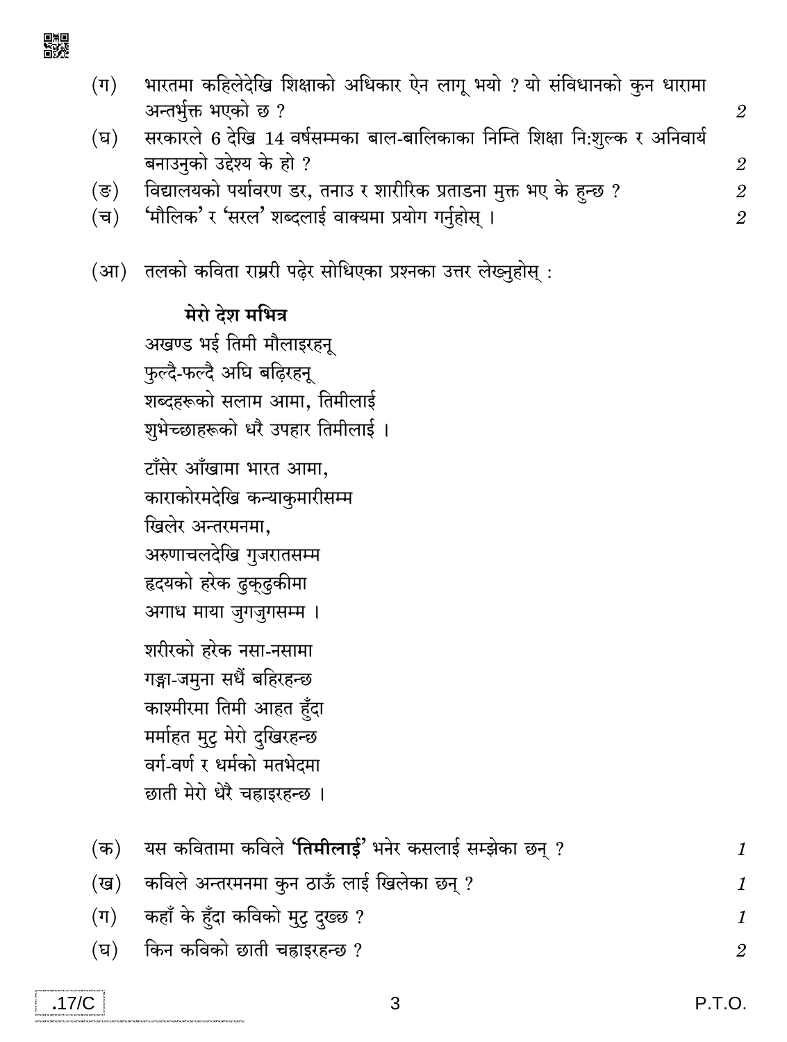(ग) भारतमा कहिलेदेखि शिक्षाको अधिकार ऐन लागू भयो ? यो संविधानको कुन धारामा अन्तर्भुक्त भएको छ ? 2

(घ) सरकारले 6 देखि 14 वर्षसम्मका बाल-बालिकाका निम्ति शिक्षा नि:शुल्क र अनिवार्य बनाउनुको उद्देश्य के हो ? 2

(ङ) विद्यालयको पर्यावरण डर, तनाउ र शारीरिक प्रताडना मुक्त भए के हुन्छ ? 2

(च) 'मौलिक' र 'सरल' शब्दलाई वाक्यमा प्रयोग गर्नुहोस् । 2

(आ) तलको कविता राम्ररी पढ़ेर सोधिएका प्रश्नका उत्तर लेख्नुहोस् :

**मेरो देश मभित्र**

अखण्ड भई तिमी मौलाइरहनू  
फुल्दै-फल्दै अघि बढ़िरहनू  
शब्दहरूको सलाम आमा, तिमीलाई  
शुभेच्छाहरूको धरै उपहार तिमीलाई ।

टाँसेर आँखामा भारत आमा,  
काराकोरमदेखि कन्याकुमारीसम्म  
खिलेर अन्तरमनमा,  
अरुणाचलदेखि गुजरातसम्म  
हृदयको हरेक ढुक्ढुकीमा  
अगाध माया जुगजुगसम्म ।

शरीरको हरेक नसा-नसामा  
गङ्गा-जमुना सधैं बहिरहन्छ  
काश्मीरमा तिमी आहत हुँदा  
मर्माहत मुटु मेरो दुखिरहन्छ  
वर्ग-वर्ण र धर्मको मतभेदमा  
छाती मेरो धेरै चह्राइरहन्छ ।

(क) यस कवितामा कविले **'तिमीलाई'** भनेर कसलाई सम्झेका छन् ? 1

(ख) कविले अन्तरमनमा कुन ठाऊँ लाई खिलेका छन् ? 1

(ग) कहाँ के हुँदा कविको मुटु दुख्छ ? 1

(घ) किन कविको छाती चह्राइरहन्छ ? 2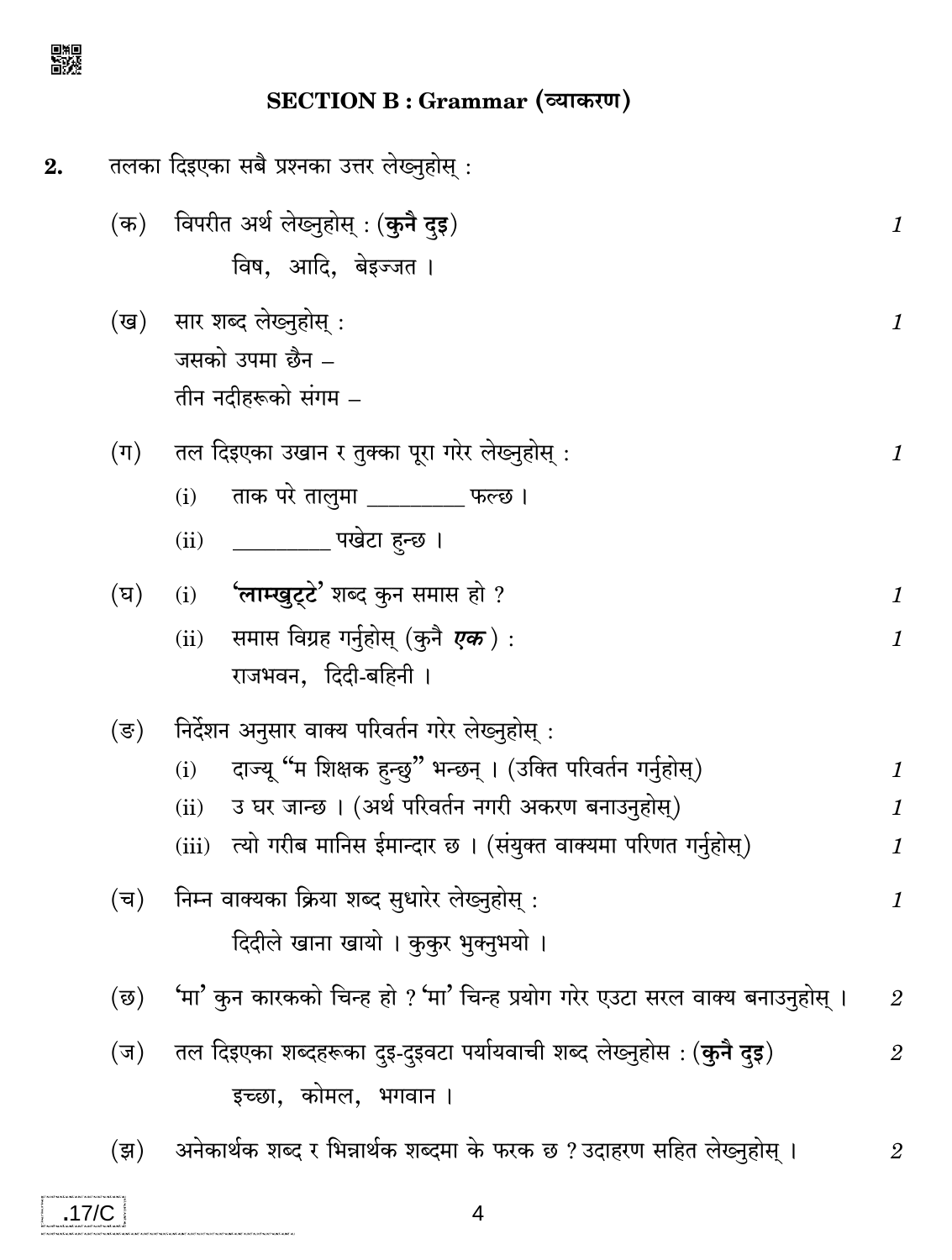## SECTION B : Grammar (व्याकरण)

**2.** तलका दिइएका सबै प्रश्नका उत्तर लेख्नुहोस् :

(क) विपरीत अर्थ लेख्नुहोस् : (**कुनै दुइ**) — 1

विष, आदि, बेइज्जत ।

(ख) सार शब्द लेख्नुहोस् : — 1

जसको उपमा छैन –

तीन नदीहरूको संगम –

(ग) तल दिइएका उखान र तुक्का पूरा गरेर लेख्नुहोस् : — 1

(i) ताक परे तालुमा _________ फल्छ ।

(ii) _________ पखेटा हुन्छ ।

(घ) (i) **'लाम्खुट्टे'** शब्द कुन समास हो ? — 1

(ii) समास विग्रह गर्नुहोस् (कुनै ***एक***) : — 1

राजभवन, दिदी-बहिनी ।

(ङ) निर्देशन अनुसार वाक्य परिवर्तन गरेर लेख्नुहोस् :

(i) दाज्यू "म शिक्षक हुन्छु" भन्छन् । (उक्ति परिवर्तन गर्नुहोस्) — 1

(ii) उ घर जान्छ । (अर्थ परिवर्तन नगरी अकरण बनाउनुहोस्) — 1

(iii) त्यो गरीब मानिस ईमान्दार छ । (संयुक्त वाक्यमा परिणत गर्नुहोस्) — 1

(च) निम्न वाक्यका क्रिया शब्द सुधारेर लेख्नुहोस् : — 1

दिदीले खाना खायो । कुकुर भुक्नुभयो ।

(छ) 'मा' कुन कारकको चिन्ह हो ? 'मा' चिन्ह प्रयोग गरेर एउटा सरल वाक्य बनाउनुहोस् । — 2

(ज) तल दिइएका शब्दहरूका दुइ-दुइवटा पर्यायवाची शब्द लेख्नुहोस : (**कुनै दुइ**) — 2

इच्छा, कोमल, भगवान ।

(झ) अनेकार्थक शब्द र भिन्नार्थक शब्दमा के फरक छ ? उदाहरण सहित लेख्नुहोस् । — 2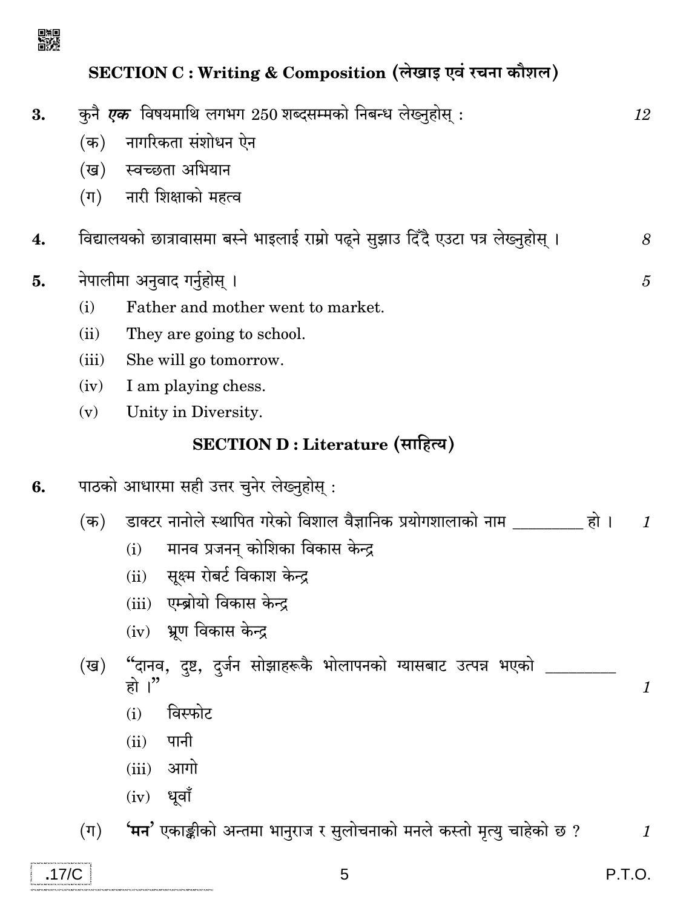## SECTION C : Writing & Composition (लेखाइ एवं रचना कौशल)

**3.** कुनै ***एक*** विषयमाथि लगभग 250 शब्दसम्मको निबन्ध लेख्नुहोस् : *12*

(क) नागरिकता संशोधन ऐन

(ख) स्वच्छता अभियान

(ग) नारी शिक्षाको महत्व

**4.** विद्यालयको छात्रावासमा बस्ने भाइलाई राम्रो पढ्ने सुझाउ दिँदै एउटा पत्र लेख्नुहोस् । *8*

**5.** नेपालीमा अनुवाद गर्नुहोस् । *5*

(i) Father and mother went to market.

(ii) They are going to school.

(iii) She will go tomorrow.

(iv) I am playing chess.

(v) Unity in Diversity.

## SECTION D : Literature (साहित्य)

**6.** पाठको आधारमा सही उत्तर चुनेर लेख्नुहोस् :

(क) डाक्टर नानोले स्थापित गरेको विशाल वैज्ञानिक प्रयोगशालाको नाम ________ हो । *1*

(i) मानव प्रजनन् कोशिका विकास केन्द्र

(ii) सूक्ष्म रोबर्ट विकाश केन्द्र

(iii) एम्ब्रोयो विकास केन्द्र

(iv) भ्रूण विकास केन्द्र

(ख) "दानव, दुष्ट, दुर्जन सोझाहरूकै भोलापनको ग्यासबाट उत्पन्न भएको ________ हो ।" *1*

(i) विस्फोट

(ii) पानी

(iii) आगो

(iv) धूवाँ

(ग) **'मन'** एकाङ्कीको अन्तमा भानुराज र सुलोचनाको मनले कस्तो मृत्यु चाहेको छ ? *1*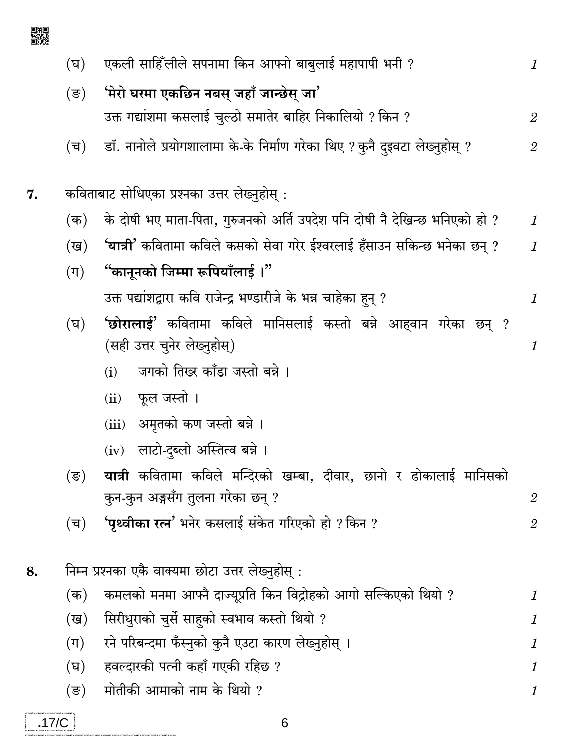(घ) एकली साहिँलीले सपनामा किन आफ्नो बाबुलाई महापापी भनी ? 1

(ङ) **'मेरो घरमा एकछिन नबस् जहाँ जान्छेस् जा'**
उक्त गद्यांशमा कसलाई चुल्ठो समातेर बाहिर निकालियो ? किन ? 2

(च) डॉ. नानोले प्रयोगशालामा के-के निर्माण गरेका थिए ? कुनै दुइवटा लेख्नुहोस् ? 2

**7.** कविताबाट सोधिएका प्रश्नका उत्तर लेख्नुहोस् :

(क) के दोषी भए माता-पिता, गुरुजनको अर्ति उपदेश पनि दोषी नै देखिन्छ भनिएको हो ? 1

(ख) **'यात्री'** कवितामा कविले कसको सेवा गरेर ईश्वरलाई हँसाउन सकिन्छ भनेका छन् ? 1

(ग) **"कानूनको जिम्मा रूपियाँलाई ।"**
उक्त पद्यांशद्वारा कवि राजेन्द्र भण्डारीजे के भन्न चाहेका हुन् ? 1

(घ) **'छोरालाई'** कवितामा कविले मानिसलाई कस्तो बन्ने आह्वान गरेका छन् ? (सही उत्तर चुनेर लेख्नुहोस्) 1

(i) जगको तिख्र काँडा जस्तो बन्ने ।

(ii) फूल जस्तो ।

(iii) अमृतको कण जस्तो बन्ने ।

(iv) लाटो-दुब्लो अस्तित्व बन्ने ।

(ङ) **यात्री** कवितामा कविले मन्दिरको खम्बा, दीवार, छानो र ढोकालाई मानिसको कुन-कुन अङ्गसँग तुलना गरेका छन् ? 2

(च) **'पृथ्वीका रत्न'** भनेर कसलाई संकेत गरिएको हो ? किन ? 2

**8.** निम्न प्रश्नका एकै वाक्यमा छोटा उत्तर लेख्नुहोस् :

(क) कमलको मनमा आफ्नै दाज्यूप्रति किन विद्रोहको आगो सल्किएको थियो ? 1

(ख) सिरीधुराको चुर्से साहुको स्वभाव कस्तो थियो ? 1

(ग) रने परिबन्दमा फँस्नुको कुनै एउटा कारण लेख्नुहोस् । 1

(घ) हवल्दारकी पत्नी कहाँ गएकी रहिछ ? 1

(ङ) मोतीकी आमाको नाम के थियो ? 1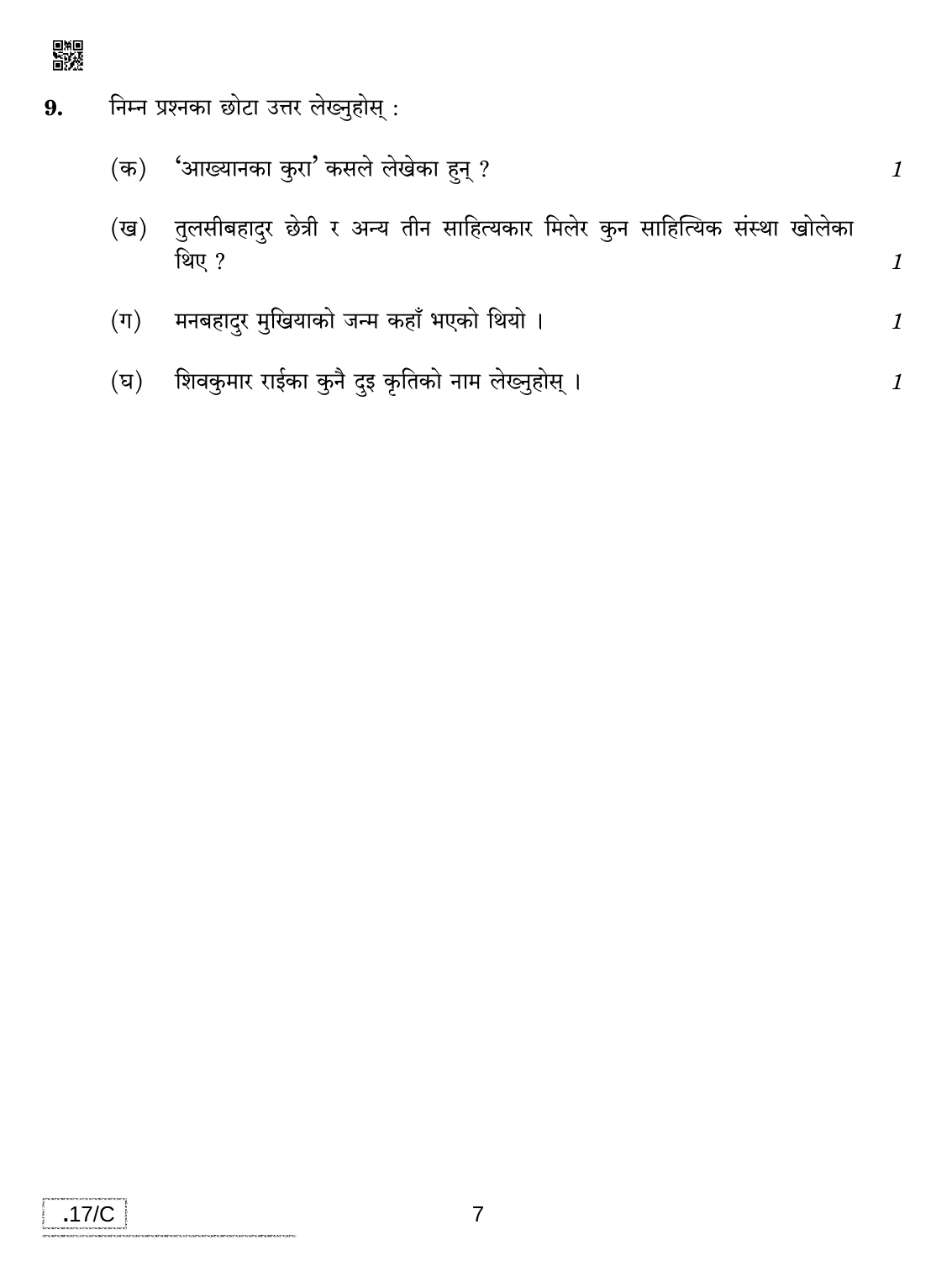**9.** निम्न प्रश्नका छोटा उत्तर लेख्नुहोस् :

(क) 'आख्यानका कुरा' कसले लेखेका हुन् ? *1*

(ख) तुलसीबहादुर छेत्री र अन्य तीन साहित्यकार मिलेर कुन साहित्यिक संस्था खोलेका थिए ? *1*

(ग) मनबहादुर मुखियाको जन्म कहाँ भएको थियो । *1*

(घ) शिवकुमार राईका कुनै दुइ कृतिको नाम लेख्नुहोस् । *1*